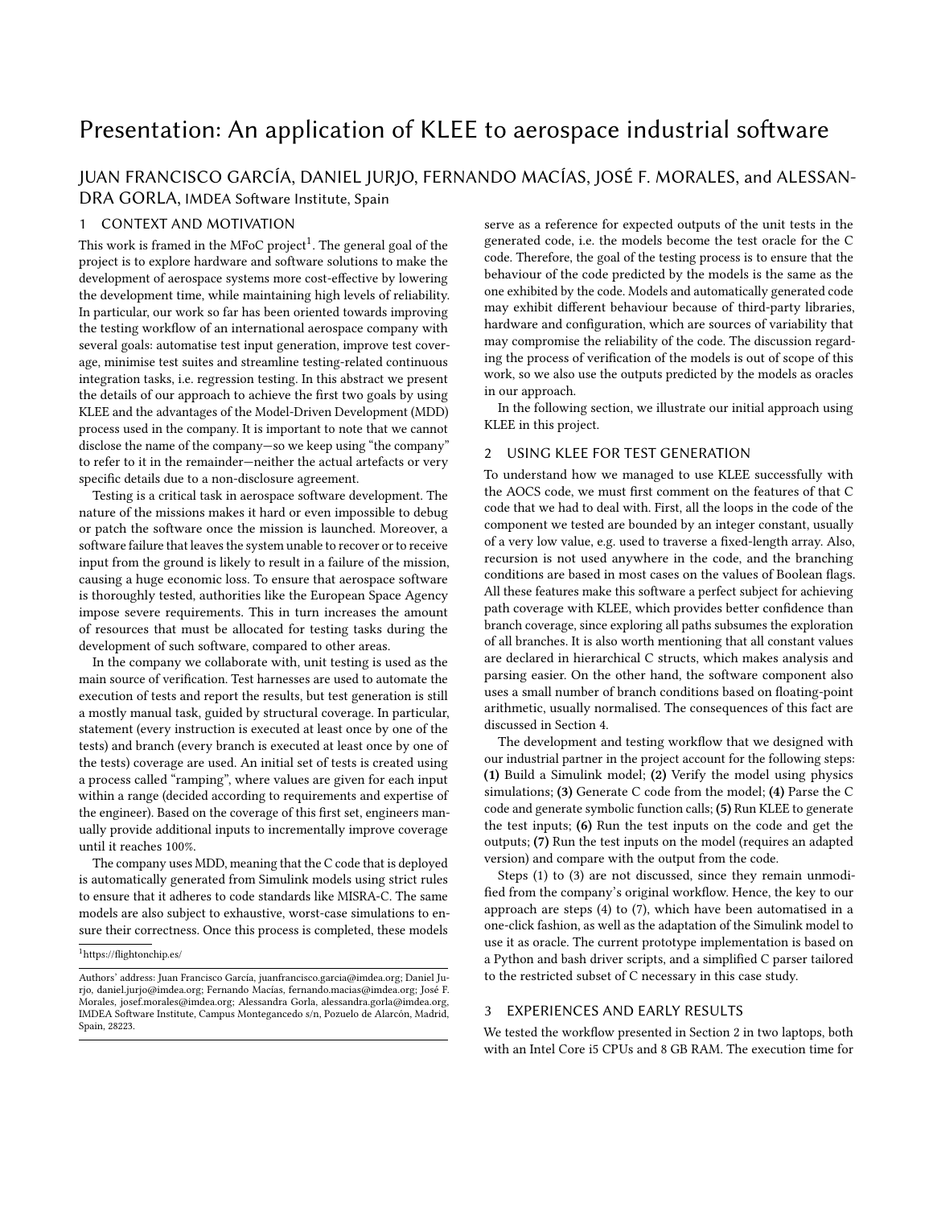# Presentation: An application of KLEE to aerospace industrial software

JUAN FRANCISCO GARCÍA, DANIEL JURJO, FERNANDO MACÍAS, JOSÉ F. MORALES, and ALESSANDRA GORLA, IMDEA Software Institute, Spain

## 1 CONTEXT AND MOTIVATION

This work is framed in the MFoC project[1]. The general goal of the project is to explore hardware and software solutions to make the development of aerospace systems more cost-effective by lowering the development time, while maintaining high levels of reliability. In particular, our work so far has been oriented towards improving the testing workflow of an international aerospace company with several goals: automatise test input generation, improve test coverage, minimise test suites and streamline testing-related continuous integration tasks, i.e. regression testing. In this abstract we present the details of our approach to achieve the first two goals by using KLEE and the advantages of the Model-Driven Development (MDD) process used in the company. It is important to note that we cannot disclose the name of the company—so we keep using "the company" to refer to it in the remainder—neither the actual artefacts or very specific details due to a non-disclosure agreement.

Testing is a critical task in aerospace software development. The nature of the missions makes it hard or even impossible to debug or patch the software once the mission is launched. Moreover, a software failure that leaves the system unable to recover or to receive input from the ground is likely to result in a failure of the mission, causing a huge economic loss. To ensure that aerospace software is thoroughly tested, authorities like the European Space Agency impose severe requirements. This in turn increases the amount of resources that must be allocated for testing tasks during the development of such software, compared to other areas.

In the company we collaborate with, unit testing is used as the main source of verification. Test harnesses are used to automate the execution of tests and report the results, but test generation is still a mostly manual task, guided by structural coverage. In particular, statement (every instruction is executed at least once by one of the tests) and branch (every branch is executed at least once by one of the tests) coverage are used. An initial set of tests is created using a process called "ramping", where values are given for each input within a range (decided according to requirements and expertise of the engineer). Based on the coverage of this first set, engineers manually provide additional inputs to incrementally improve coverage until it reaches 100%.

The company uses MDD, meaning that the C code that is deployed is automatically generated from Simulink models using strict rules to ensure that it adheres to code standards like MISRA-C. The same models are also subject to exhaustive, worst-case simulations to ensure their correctness. Once this process is completed, these models serve as a reference for expected outputs of the unit tests in the generated code, i.e. the models become the test oracle for the C code. Therefore, the goal of the testing process is to ensure that the behaviour of the code predicted by the models is the same as the one exhibited by the code. Models and automatically generated code may exhibit different behaviour because of third-party libraries, hardware and configuration, which are sources of variability that may compromise the reliability of the code. The discussion regarding the process of verification of the models is out of scope of this work, so we also use the outputs predicted by the models as oracles in our approach.

In the following section, we illustrate our initial approach using KLEE in this project.

## 2 USING KLEE FOR TEST GENERATION

To understand how we managed to use KLEE successfully with the AOCS code, we must first comment on the features of that C code that we had to deal with. First, all the loops in the code of the component we tested are bounded by an integer constant, usually of a very low value, e.g. used to traverse a fixed-length array. Also, recursion is not used anywhere in the code, and the branching conditions are based in most cases on the values of Boolean flags. All these features make this software a perfect subject for achieving path coverage with KLEE, which provides better confidence than branch coverage, since exploring all paths subsumes the exploration of all branches. It is also worth mentioning that all constant values are declared in hierarchical C structs, which makes analysis and parsing easier. On the other hand, the software component also uses a small number of branch conditions based on floating-point arithmetic, usually normalised. The consequences of this fact are discussed in Section 4.

The development and testing workflow that we designed with our industrial partner in the project account for the following steps: **(1)** Build a Simulink model; **(2)** Verify the model using physics simulations; **(3)** Generate C code from the model; **(4)** Parse the C code and generate symbolic function calls; **(5)** Run KLEE to generate the test inputs; **(6)** Run the test inputs on the code and get the outputs; **(7)** Run the test inputs on the model (requires an adapted version) and compare with the output from the code.

Steps (1) to (3) are not discussed, since they remain unmodified from the company's original workflow. Hence, the key to our approach are steps (4) to (7), which have been automatised in a one-click fashion, as well as the adaptation of the Simulink model to use it as oracle. The current prototype implementation is based on a Python and bash driver scripts, and a simplified C parser tailored to the restricted subset of C necessary in this case study.

## 3 EXPERIENCES AND EARLY RESULTS

We tested the workflow presented in Section 2 in two laptops, both with an Intel Core i5 CPUs and 8 GB RAM. The execution time for

---

[1] https://flightonchip.es/

Authors' address: Juan Francisco García, juanfrancisco.garcia@imdea.org; Daniel Jurjo, daniel.jurjo@imdea.org; Fernando Macías, fernando.macias@imdea.org; José F. Morales, josef.morales@imdea.org; Alessandra Gorla, alessandra.gorla@imdea.org, IMDEA Software Institute, Campus Montegancedo s/n, Pozuelo de Alarcón, Madrid, Spain, 28223.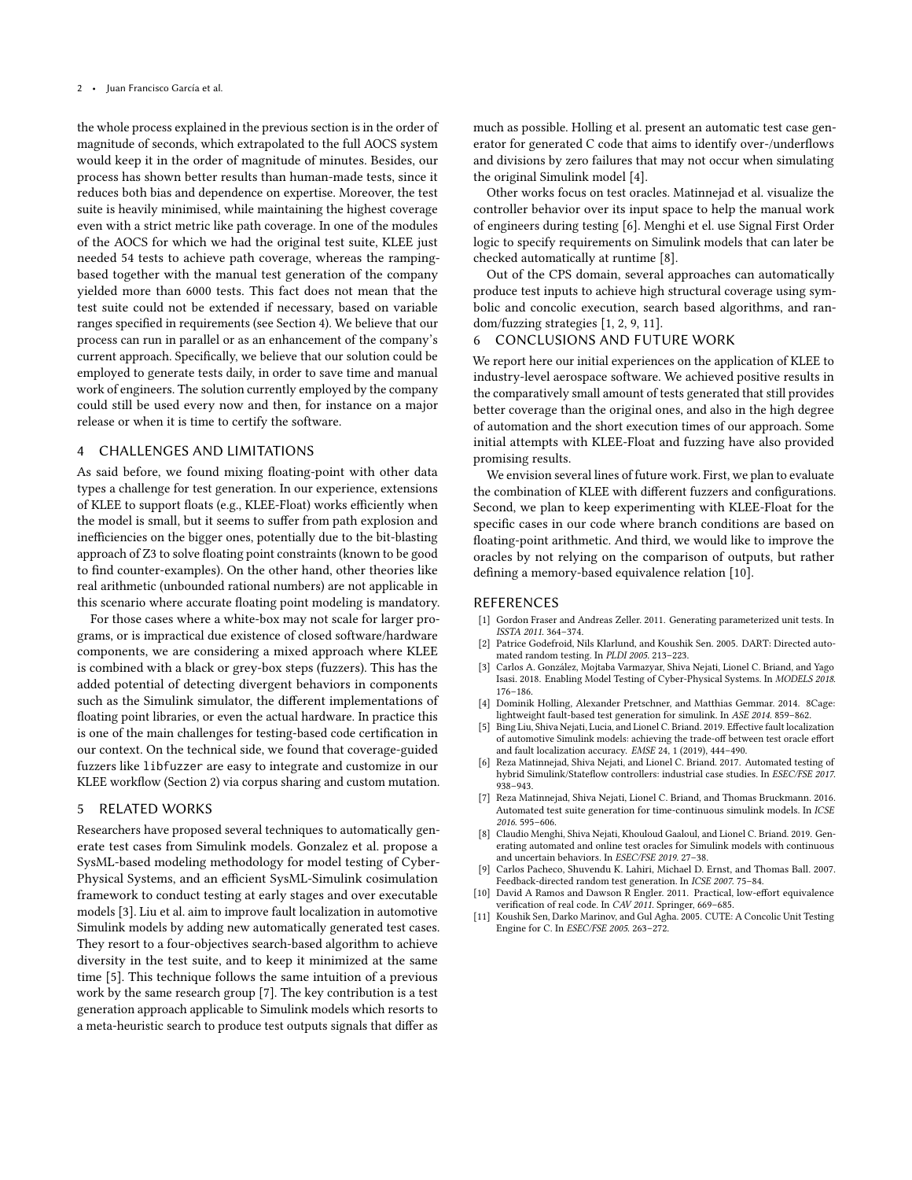the whole process explained in the previous section is in the order of magnitude of seconds, which extrapolated to the full AOCS system would keep it in the order of magnitude of minutes. Besides, our process has shown better results than human-made tests, since it reduces both bias and dependence on expertise. Moreover, the test suite is heavily minimised, while maintaining the highest coverage even with a strict metric like path coverage. In one of the modules of the AOCS for which we had the original test suite, KLEE just needed 54 tests to achieve path coverage, whereas the ramping-based together with the manual test generation of the company yielded more than 6000 tests. This fact does not mean that the test suite could not be extended if necessary, based on variable ranges specified in requirements (see Section 4). We believe that our process can run in parallel or as an enhancement of the company's current approach. Specifically, we believe that our solution could be employed to generate tests daily, in order to save time and manual work of engineers. The solution currently employed by the company could still be used every now and then, for instance on a major release or when it is time to certify the software.

## 4 CHALLENGES AND LIMITATIONS

As said before, we found mixing floating-point with other data types a challenge for test generation. In our experience, extensions of KLEE to support floats (e.g., KLEE-Float) works efficiently when the model is small, but it seems to suffer from path explosion and inefficiencies on the bigger ones, potentially due to the bit-blasting approach of Z3 to solve floating point constraints (known to be good to find counter-examples). On the other hand, other theories like real arithmetic (unbounded rational numbers) are not applicable in this scenario where accurate floating point modeling is mandatory.

For those cases where a white-box may not scale for larger programs, or is impractical due existence of closed software/hardware components, we are considering a mixed approach where KLEE is combined with a black or grey-box steps (fuzzers). This has the added potential of detecting divergent behaviors in components such as the Simulink simulator, the different implementations of floating point libraries, or even the actual hardware. In practice this is one of the main challenges for testing-based code certification in our context. On the technical side, we found that coverage-guided fuzzers like `libfuzzer` are easy to integrate and customize in our KLEE workflow (Section 2) via corpus sharing and custom mutation.

## 5 RELATED WORKS

Researchers have proposed several techniques to automatically generate test cases from Simulink models. Gonzalez et al. propose a SysML-based modeling methodology for model testing of Cyber-Physical Systems, and an efficient SysML-Simulink cosimulation framework to conduct testing at early stages and over executable models [3]. Liu et al. aim to improve fault localization in automotive Simulink models by adding new automatically generated test cases. They resort to a four-objectives search-based algorithm to achieve diversity in the test suite, and to keep it minimized at the same time [5]. This technique follows the same intuition of a previous work by the same research group [7]. The key contribution is a test generation approach applicable to Simulink models which resorts to a meta-heuristic search to produce test outputs signals that differ as much as possible. Holling et al. present an automatic test case generator for generated C code that aims to identify over-/underflows and divisions by zero failures that may not occur when simulating the original Simulink model [4].

Other works focus on test oracles. Matinnejad et al. visualize the controller behavior over its input space to help the manual work of engineers during testing [6]. Menghi et el. use Signal First Order logic to specify requirements on Simulink models that can later be checked automatically at runtime [8].

Out of the CPS domain, several approaches can automatically produce test inputs to achieve high structural coverage using symbolic and concolic execution, search based algorithms, and random/fuzzing strategies [1, 2, 9, 11].

## 6 CONCLUSIONS AND FUTURE WORK

We report here our initial experiences on the application of KLEE to industry-level aerospace software. We achieved positive results in the comparatively small amount of tests generated that still provides better coverage than the original ones, and also in the high degree of automation and the short execution times of our approach. Some initial attempts with KLEE-Float and fuzzing have also provided promising results.

We envision several lines of future work. First, we plan to evaluate the combination of KLEE with different fuzzers and configurations. Second, we plan to keep experimenting with KLEE-Float for the specific cases in our code where branch conditions are based on floating-point arithmetic. And third, we would like to improve the oracles by not relying on the comparison of outputs, but rather defining a memory-based equivalence relation [10].

## REFERENCES

[1] Gordon Fraser and Andreas Zeller. 2011. Generating parameterized unit tests. In *ISSTA 2011*. 364–374.

[2] Patrice Godefroid, Nils Klarlund, and Koushik Sen. 2005. DART: Directed automated random testing. In *PLDI 2005*. 213–223.

[3] Carlos A. González, Mojtaba Varmazyar, Shiva Nejati, Lionel C. Briand, and Yago Isasi. 2018. Enabling Model Testing of Cyber-Physical Systems. In *MODELS 2018*. 176–186.

[4] Dominik Holling, Alexander Pretschner, and Matthias Gemmar. 2014. 8Cage: lightweight fault-based test generation for simulink. In *ASE 2014*. 859–862.

[5] Bing Liu, Shiva Nejati, Lucia, and Lionel C. Briand. 2019. Effective fault localization of automotive Simulink models: achieving the trade-off between test oracle effort and fault localization accuracy. *EMSE* 24, 1 (2019), 444–490.

[6] Reza Matinnejad, Shiva Nejati, and Lionel C. Briand. 2017. Automated testing of hybrid Simulink/Stateflow controllers: industrial case studies. In *ESEC/FSE 2017*. 938–943.

[7] Reza Matinnejad, Shiva Nejati, Lionel C. Briand, and Thomas Bruckmann. 2016. Automated test suite generation for time-continuous simulink models. In *ICSE 2016*. 595–606.

[8] Claudio Menghi, Shiva Nejati, Khouloud Gaaloul, and Lionel C. Briand. 2019. Generating automated and online test oracles for Simulink models with continuous and uncertain behaviors. In *ESEC/FSE 2019*. 27–38.

[9] Carlos Pacheco, Shuvendu K. Lahiri, Michael D. Ernst, and Thomas Ball. 2007. Feedback-directed random test generation. In *ICSE 2007*. 75–84.

[10] David A Ramos and Dawson R Engler. 2011. Practical, low-effort equivalence verification of real code. In *CAV 2011*. Springer, 669–685.

[11] Koushik Sen, Darko Marinov, and Gul Agha. 2005. CUTE: A Concolic Unit Testing Engine for C. In *ESEC/FSE 2005*. 263–272.